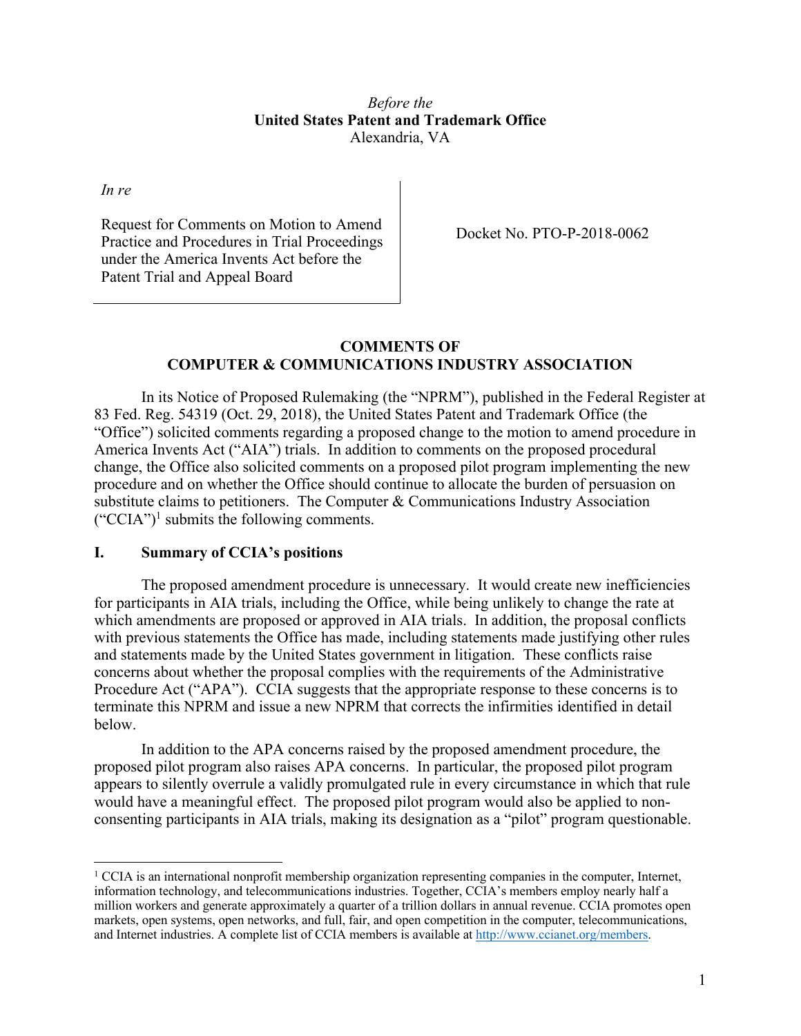*Before the*
**United States Patent and Trademark Office**
Alexandria, VA

*In re*

Request for Comments on Motion to Amend Practice and Procedures in Trial Proceedings under the America Invents Act before the Patent Trial and Appeal Board

Docket No. PTO-P-2018-0062

## COMMENTS OF COMPUTER & COMMUNICATIONS INDUSTRY ASSOCIATION

In its Notice of Proposed Rulemaking (the "NPRM"), published in the Federal Register at 83 Fed. Reg. 54319 (Oct. 29, 2018), the United States Patent and Trademark Office (the "Office") solicited comments regarding a proposed change to the motion to amend procedure in America Invents Act ("AIA") trials. In addition to comments on the proposed procedural change, the Office also solicited comments on a proposed pilot program implementing the new procedure and on whether the Office should continue to allocate the burden of persuasion on substitute claims to petitioners. The Computer & Communications Industry Association ("CCIA")[1] submits the following comments.

## I. Summary of CCIA's positions

The proposed amendment procedure is unnecessary. It would create new inefficiencies for participants in AIA trials, including the Office, while being unlikely to change the rate at which amendments are proposed or approved in AIA trials. In addition, the proposal conflicts with previous statements the Office has made, including statements made justifying other rules and statements made by the United States government in litigation. These conflicts raise concerns about whether the proposal complies with the requirements of the Administrative Procedure Act ("APA"). CCIA suggests that the appropriate response to these concerns is to terminate this NPRM and issue a new NPRM that corrects the infirmities identified in detail below.

In addition to the APA concerns raised by the proposed amendment procedure, the proposed pilot program also raises APA concerns. In particular, the proposed pilot program appears to silently overrule a validly promulgated rule in every circumstance in which that rule would have a meaningful effect. The proposed pilot program would also be applied to non-consenting participants in AIA trials, making its designation as a "pilot" program questionable.

---

[1] CCIA is an international nonprofit membership organization representing companies in the computer, Internet, information technology, and telecommunications industries. Together, CCIA's members employ nearly half a million workers and generate approximately a quarter of a trillion dollars in annual revenue. CCIA promotes open markets, open systems, open networks, and full, fair, and open competition in the computer, telecommunications, and Internet industries. A complete list of CCIA members is available at [http://www.ccianet.org/members](http://www.ccianet.org/members).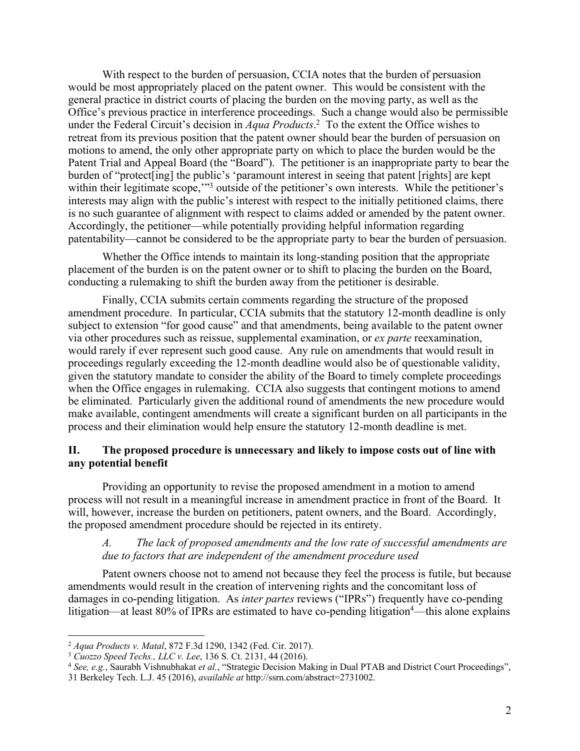With respect to the burden of persuasion, CCIA notes that the burden of persuasion would be most appropriately placed on the patent owner. This would be consistent with the general practice in district courts of placing the burden on the moving party, as well as the Office's previous practice in interference proceedings. Such a change would also be permissible under the Federal Circuit's decision in *Aqua Products*.[2] To the extent the Office wishes to retreat from its previous position that the patent owner should bear the burden of persuasion on motions to amend, the only other appropriate party on which to place the burden would be the Patent Trial and Appeal Board (the "Board"). The petitioner is an inappropriate party to bear the burden of "protect[ing] the public's 'paramount interest in seeing that patent [rights] are kept within their legitimate scope,'"[3] outside of the petitioner's own interests. While the petitioner's interests may align with the public's interest with respect to the initially petitioned claims, there is no such guarantee of alignment with respect to claims added or amended by the patent owner. Accordingly, the petitioner—while potentially providing helpful information regarding patentability—cannot be considered to be the appropriate party to bear the burden of persuasion.

Whether the Office intends to maintain its long-standing position that the appropriate placement of the burden is on the patent owner or to shift to placing the burden on the Board, conducting a rulemaking to shift the burden away from the petitioner is desirable.

Finally, CCIA submits certain comments regarding the structure of the proposed amendment procedure. In particular, CCIA submits that the statutory 12-month deadline is only subject to extension "for good cause" and that amendments, being available to the patent owner via other procedures such as reissue, supplemental examination, or *ex parte* reexamination, would rarely if ever represent such good cause. Any rule on amendments that would result in proceedings regularly exceeding the 12-month deadline would also be of questionable validity, given the statutory mandate to consider the ability of the Board to timely complete proceedings when the Office engages in rulemaking. CCIA also suggests that contingent motions to amend be eliminated. Particularly given the additional round of amendments the new procedure would make available, contingent amendments will create a significant burden on all participants in the process and their elimination would help ensure the statutory 12-month deadline is met.

## II. The proposed procedure is unnecessary and likely to impose costs out of line with any potential benefit

Providing an opportunity to revise the proposed amendment in a motion to amend process will not result in a meaningful increase in amendment practice in front of the Board. It will, however, increase the burden on petitioners, patent owners, and the Board. Accordingly, the proposed amendment procedure should be rejected in its entirety.

### *A. The lack of proposed amendments and the low rate of successful amendments are due to factors that are independent of the amendment procedure used*

Patent owners choose not to amend not because they feel the process is futile, but because amendments would result in the creation of intervening rights and the concomitant loss of damages in co-pending litigation. As *inter partes* reviews ("IPRs") frequently have co-pending litigation—at least 80% of IPRs are estimated to have co-pending litigation[4]—this alone explains

---

[2] *Aqua Products v. Matal*, 872 F.3d 1290, 1342 (Fed. Cir. 2017).

[3] *Cuozzo Speed Techs., LLC v. Lee*, 136 S. Ct. 2131, 44 (2016).

[4] *See, e.g.*, Saurabh Vishnubhakat *et al.*, "Strategic Decision Making in Dual PTAB and District Court Proceedings", 31 Berkeley Tech. L.J. 45 (2016), *available at* http://ssrn.com/abstract=2731002.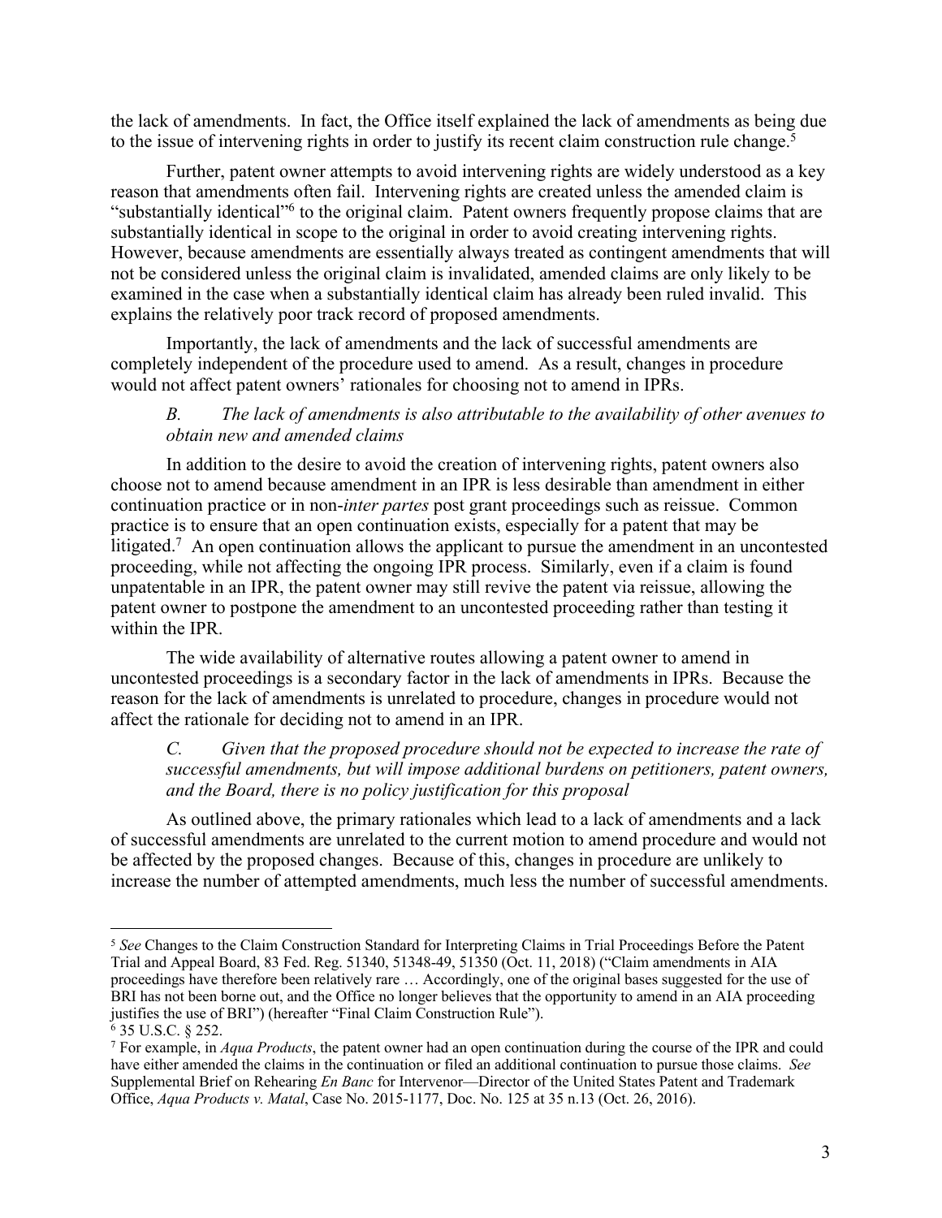the lack of amendments. In fact, the Office itself explained the lack of amendments as being due to the issue of intervening rights in order to justify its recent claim construction rule change.[5]

Further, patent owner attempts to avoid intervening rights are widely understood as a key reason that amendments often fail. Intervening rights are created unless the amended claim is "substantially identical"[6] to the original claim. Patent owners frequently propose claims that are substantially identical in scope to the original in order to avoid creating intervening rights. However, because amendments are essentially always treated as contingent amendments that will not be considered unless the original claim is invalidated, amended claims are only likely to be examined in the case when a substantially identical claim has already been ruled invalid. This explains the relatively poor track record of proposed amendments.

Importantly, the lack of amendments and the lack of successful amendments are completely independent of the procedure used to amend. As a result, changes in procedure would not affect patent owners' rationales for choosing not to amend in IPRs.

*B. The lack of amendments is also attributable to the availability of other avenues to obtain new and amended claims*

In addition to the desire to avoid the creation of intervening rights, patent owners also choose not to amend because amendment in an IPR is less desirable than amendment in either continuation practice or in non-*inter partes* post grant proceedings such as reissue. Common practice is to ensure that an open continuation exists, especially for a patent that may be litigated.[7] An open continuation allows the applicant to pursue the amendment in an uncontested proceeding, while not affecting the ongoing IPR process. Similarly, even if a claim is found unpatentable in an IPR, the patent owner may still revive the patent via reissue, allowing the patent owner to postpone the amendment to an uncontested proceeding rather than testing it within the IPR.

The wide availability of alternative routes allowing a patent owner to amend in uncontested proceedings is a secondary factor in the lack of amendments in IPRs. Because the reason for the lack of amendments is unrelated to procedure, changes in procedure would not affect the rationale for deciding not to amend in an IPR.

*C. Given that the proposed procedure should not be expected to increase the rate of successful amendments, but will impose additional burdens on petitioners, patent owners, and the Board, there is no policy justification for this proposal*

As outlined above, the primary rationales which lead to a lack of amendments and a lack of successful amendments are unrelated to the current motion to amend procedure and would not be affected by the proposed changes. Because of this, changes in procedure are unlikely to increase the number of attempted amendments, much less the number of successful amendments.

---

[5] *See* Changes to the Claim Construction Standard for Interpreting Claims in Trial Proceedings Before the Patent Trial and Appeal Board, 83 Fed. Reg. 51340, 51348-49, 51350 (Oct. 11, 2018) ("Claim amendments in AIA proceedings have therefore been relatively rare … Accordingly, one of the original bases suggested for the use of BRI has not been borne out, and the Office no longer believes that the opportunity to amend in an AIA proceeding justifies the use of BRI") (hereafter "Final Claim Construction Rule").

[6] 35 U.S.C. § 252.

[7] For example, in *Aqua Products*, the patent owner had an open continuation during the course of the IPR and could have either amended the claims in the continuation or filed an additional continuation to pursue those claims. *See* Supplemental Brief on Rehearing *En Banc* for Intervenor—Director of the United States Patent and Trademark Office, *Aqua Products v. Matal*, Case No. 2015-1177, Doc. No. 125 at 35 n.13 (Oct. 26, 2016).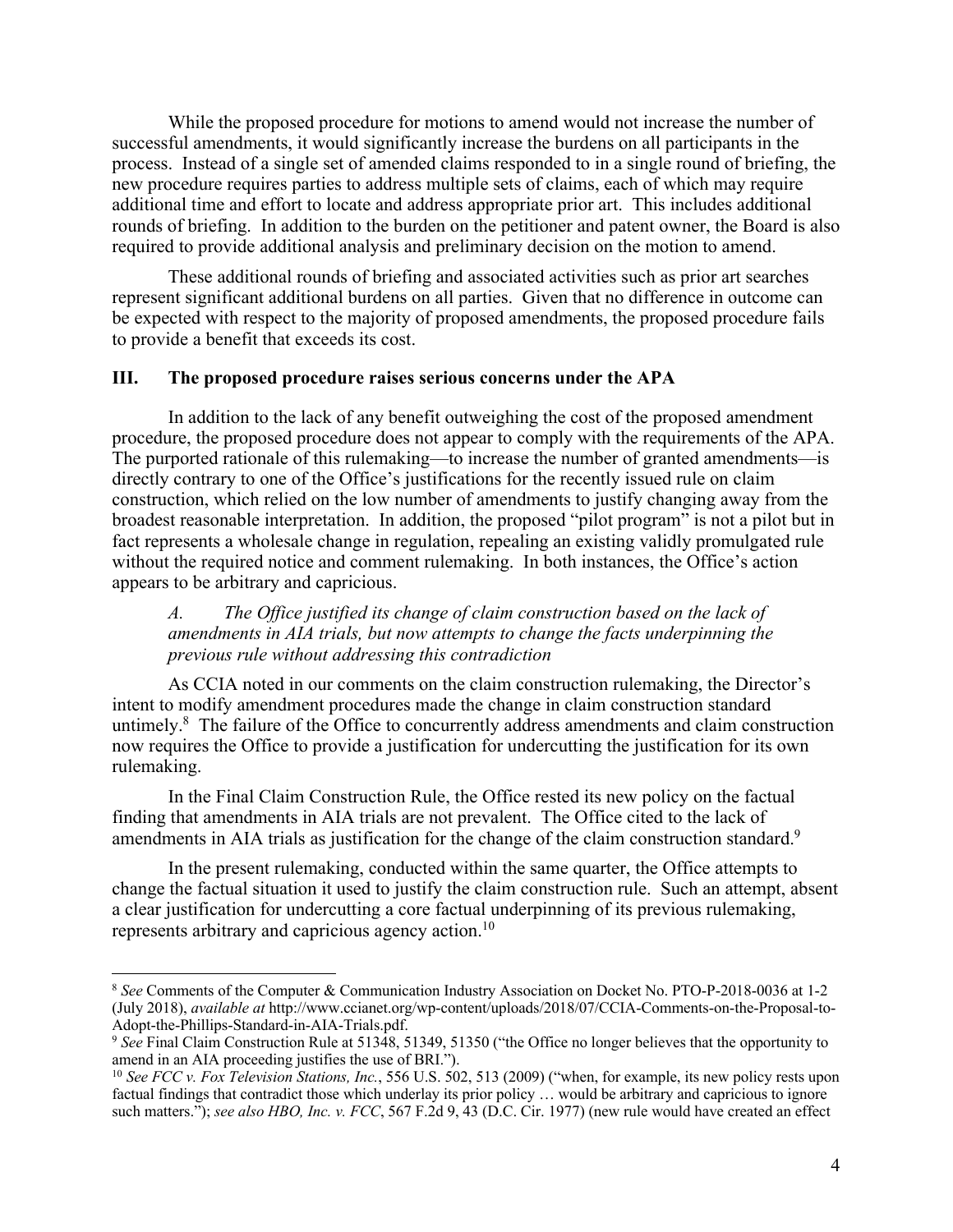While the proposed procedure for motions to amend would not increase the number of successful amendments, it would significantly increase the burdens on all participants in the process. Instead of a single set of amended claims responded to in a single round of briefing, the new procedure requires parties to address multiple sets of claims, each of which may require additional time and effort to locate and address appropriate prior art. This includes additional rounds of briefing. In addition to the burden on the petitioner and patent owner, the Board is also required to provide additional analysis and preliminary decision on the motion to amend.

These additional rounds of briefing and associated activities such as prior art searches represent significant additional burdens on all parties. Given that no difference in outcome can be expected with respect to the majority of proposed amendments, the proposed procedure fails to provide a benefit that exceeds its cost.

## III. The proposed procedure raises serious concerns under the APA

In addition to the lack of any benefit outweighing the cost of the proposed amendment procedure, the proposed procedure does not appear to comply with the requirements of the APA. The purported rationale of this rulemaking—to increase the number of granted amendments—is directly contrary to one of the Office's justifications for the recently issued rule on claim construction, which relied on the low number of amendments to justify changing away from the broadest reasonable interpretation. In addition, the proposed "pilot program" is not a pilot but in fact represents a wholesale change in regulation, repealing an existing validly promulgated rule without the required notice and comment rulemaking. In both instances, the Office's action appears to be arbitrary and capricious.

### *A. The Office justified its change of claim construction based on the lack of amendments in AIA trials, but now attempts to change the facts underpinning the previous rule without addressing this contradiction*

As CCIA noted in our comments on the claim construction rulemaking, the Director's intent to modify amendment procedures made the change in claim construction standard untimely.[8] The failure of the Office to concurrently address amendments and claim construction now requires the Office to provide a justification for undercutting the justification for its own rulemaking.

In the Final Claim Construction Rule, the Office rested its new policy on the factual finding that amendments in AIA trials are not prevalent. The Office cited to the lack of amendments in AIA trials as justification for the change of the claim construction standard.[9]

In the present rulemaking, conducted within the same quarter, the Office attempts to change the factual situation it used to justify the claim construction rule. Such an attempt, absent a clear justification for undercutting a core factual underpinning of its previous rulemaking, represents arbitrary and capricious agency action.[10]

---

[8] *See* Comments of the Computer & Communication Industry Association on Docket No. PTO-P-2018-0036 at 1-2 (July 2018), *available at* http://www.ccianet.org/wp-content/uploads/2018/07/CCIA-Comments-on-the-Proposal-to-Adopt-the-Phillips-Standard-in-AIA-Trials.pdf.

[9] *See* Final Claim Construction Rule at 51348, 51349, 51350 ("the Office no longer believes that the opportunity to amend in an AIA proceeding justifies the use of BRI.").

[10] *See FCC v. Fox Television Stations, Inc.*, 556 U.S. 502, 513 (2009) ("when, for example, its new policy rests upon factual findings that contradict those which underlay its prior policy … would be arbitrary and capricious to ignore such matters."); *see also HBO, Inc. v. FCC*, 567 F.2d 9, 43 (D.C. Cir. 1977) (new rule would have created an effect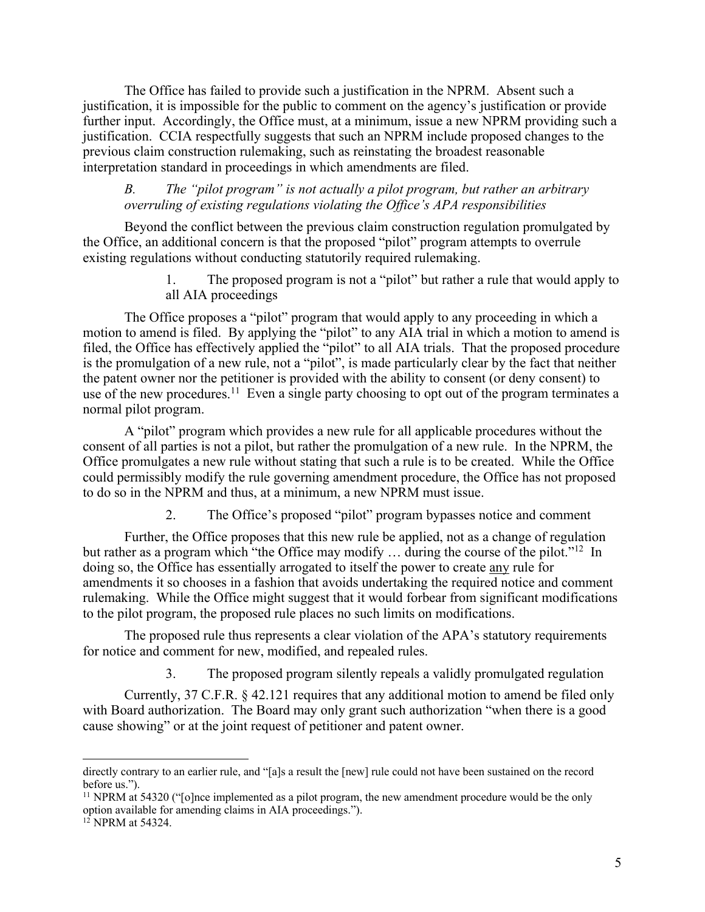The Office has failed to provide such a justification in the NPRM. Absent such a justification, it is impossible for the public to comment on the agency's justification or provide further input. Accordingly, the Office must, at a minimum, issue a new NPRM providing such a justification. CCIA respectfully suggests that such an NPRM include proposed changes to the previous claim construction rulemaking, such as reinstating the broadest reasonable interpretation standard in proceedings in which amendments are filed.

### *B. The "pilot program" is not actually a pilot program, but rather an arbitrary overruling of existing regulations violating the Office's APA responsibilities*

Beyond the conflict between the previous claim construction regulation promulgated by the Office, an additional concern is that the proposed "pilot" program attempts to overrule existing regulations without conducting statutorily required rulemaking.

#### 1. The proposed program is not a "pilot" but rather a rule that would apply to all AIA proceedings

The Office proposes a "pilot" program that would apply to any proceeding in which a motion to amend is filed. By applying the "pilot" to any AIA trial in which a motion to amend is filed, the Office has effectively applied the "pilot" to all AIA trials. That the proposed procedure is the promulgation of a new rule, not a "pilot", is made particularly clear by the fact that neither the patent owner nor the petitioner is provided with the ability to consent (or deny consent) to use of the new procedures.[11] Even a single party choosing to opt out of the program terminates a normal pilot program.

A "pilot" program which provides a new rule for all applicable procedures without the consent of all parties is not a pilot, but rather the promulgation of a new rule. In the NPRM, the Office promulgates a new rule without stating that such a rule is to be created. While the Office could permissibly modify the rule governing amendment procedure, the Office has not proposed to do so in the NPRM and thus, at a minimum, a new NPRM must issue.

#### 2. The Office's proposed "pilot" program bypasses notice and comment

Further, the Office proposes that this new rule be applied, not as a change of regulation but rather as a program which "the Office may modify … during the course of the pilot."[12] In doing so, the Office has essentially arrogated to itself the power to create <u>any</u> rule for amendments it so chooses in a fashion that avoids undertaking the required notice and comment rulemaking. While the Office might suggest that it would forbear from significant modifications to the pilot program, the proposed rule places no such limits on modifications.

The proposed rule thus represents a clear violation of the APA's statutory requirements for notice and comment for new, modified, and repealed rules.

#### 3. The proposed program silently repeals a validly promulgated regulation

Currently, 37 C.F.R. § 42.121 requires that any additional motion to amend be filed only with Board authorization. The Board may only grant such authorization "when there is a good cause showing" or at the joint request of petitioner and patent owner.

---

directly contrary to an earlier rule, and "[a]s a result the [new] rule could not have been sustained on the record before us.").

[11] NPRM at 54320 ("[o]nce implemented as a pilot program, the new amendment procedure would be the only option available for amending claims in AIA proceedings.").

[12] NPRM at 54324.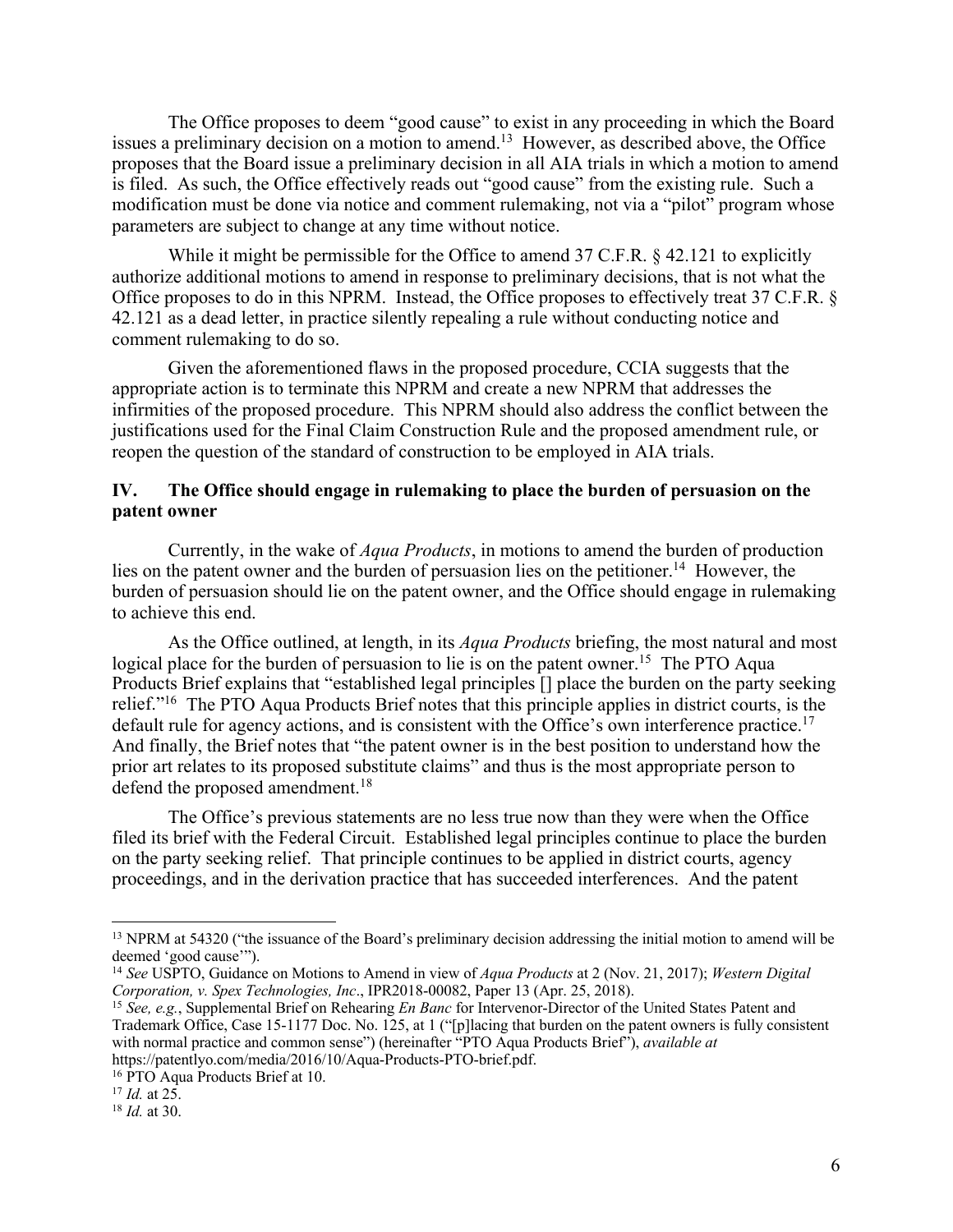The Office proposes to deem "good cause" to exist in any proceeding in which the Board issues a preliminary decision on a motion to amend.[13] However, as described above, the Office proposes that the Board issue a preliminary decision in all AIA trials in which a motion to amend is filed. As such, the Office effectively reads out "good cause" from the existing rule. Such a modification must be done via notice and comment rulemaking, not via a "pilot" program whose parameters are subject to change at any time without notice.

While it might be permissible for the Office to amend 37 C.F.R. § 42.121 to explicitly authorize additional motions to amend in response to preliminary decisions, that is not what the Office proposes to do in this NPRM. Instead, the Office proposes to effectively treat 37 C.F.R. § 42.121 as a dead letter, in practice silently repealing a rule without conducting notice and comment rulemaking to do so.

Given the aforementioned flaws in the proposed procedure, CCIA suggests that the appropriate action is to terminate this NPRM and create a new NPRM that addresses the infirmities of the proposed procedure. This NPRM should also address the conflict between the justifications used for the Final Claim Construction Rule and the proposed amendment rule, or reopen the question of the standard of construction to be employed in AIA trials.

## IV. The Office should engage in rulemaking to place the burden of persuasion on the patent owner

Currently, in the wake of *Aqua Products*, in motions to amend the burden of production lies on the patent owner and the burden of persuasion lies on the petitioner.[14] However, the burden of persuasion should lie on the patent owner, and the Office should engage in rulemaking to achieve this end.

As the Office outlined, at length, in its *Aqua Products* briefing, the most natural and most logical place for the burden of persuasion to lie is on the patent owner.[15] The PTO Aqua Products Brief explains that "established legal principles [] place the burden on the party seeking relief."[16] The PTO Aqua Products Brief notes that this principle applies in district courts, is the default rule for agency actions, and is consistent with the Office's own interference practice.[17] And finally, the Brief notes that "the patent owner is in the best position to understand how the prior art relates to its proposed substitute claims" and thus is the most appropriate person to defend the proposed amendment.[18]

The Office's previous statements are no less true now than they were when the Office filed its brief with the Federal Circuit. Established legal principles continue to place the burden on the party seeking relief. That principle continues to be applied in district courts, agency proceedings, and in the derivation practice that has succeeded interferences. And the patent

---

[13] NPRM at 54320 ("the issuance of the Board's preliminary decision addressing the initial motion to amend will be deemed 'good cause'").

[14] *See* USPTO, Guidance on Motions to Amend in view of *Aqua Products* at 2 (Nov. 21, 2017); *Western Digital Corporation, v. Spex Technologies, Inc*., IPR2018-00082, Paper 13 (Apr. 25, 2018).

[15] *See, e.g.*, Supplemental Brief on Rehearing *En Banc* for Intervenor-Director of the United States Patent and Trademark Office, Case 15-1177 Doc. No. 125, at 1 ("[p]lacing that burden on the patent owners is fully consistent with normal practice and common sense") (hereinafter "PTO Aqua Products Brief"), *available at* https://patentlyo.com/media/2016/10/Aqua-Products-PTO-brief.pdf.

[16] PTO Aqua Products Brief at 10.

[17] *Id.* at 25.

[18] *Id.* at 30.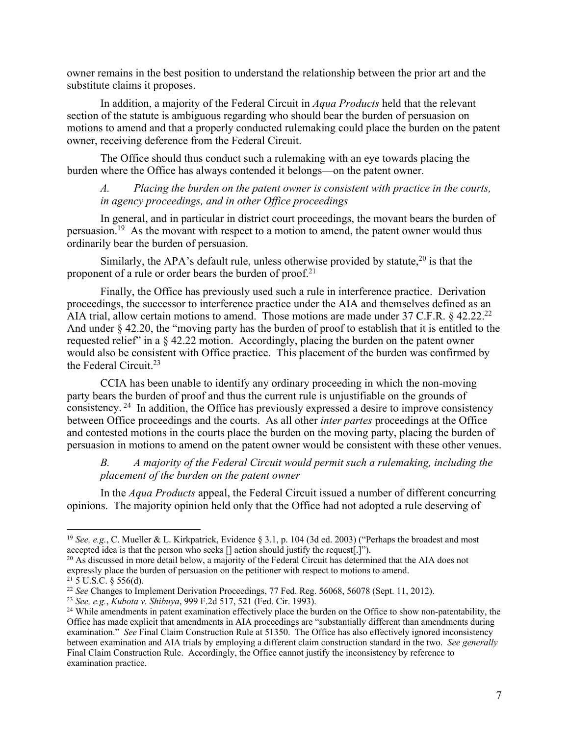owner remains in the best position to understand the relationship between the prior art and the substitute claims it proposes.

In addition, a majority of the Federal Circuit in *Aqua Products* held that the relevant section of the statute is ambiguous regarding who should bear the burden of persuasion on motions to amend and that a properly conducted rulemaking could place the burden on the patent owner, receiving deference from the Federal Circuit.

The Office should thus conduct such a rulemaking with an eye towards placing the burden where the Office has always contended it belongs—on the patent owner.

### *A. Placing the burden on the patent owner is consistent with practice in the courts, in agency proceedings, and in other Office proceedings*

In general, and in particular in district court proceedings, the movant bears the burden of persuasion.[19] As the movant with respect to a motion to amend, the patent owner would thus ordinarily bear the burden of persuasion.

Similarly, the APA's default rule, unless otherwise provided by statute,[20] is that the proponent of a rule or order bears the burden of proof.[21]

Finally, the Office has previously used such a rule in interference practice. Derivation proceedings, the successor to interference practice under the AIA and themselves defined as an AIA trial, allow certain motions to amend. Those motions are made under 37 C.F.R. § 42.22.[22] And under § 42.20, the "moving party has the burden of proof to establish that it is entitled to the requested relief" in a § 42.22 motion. Accordingly, placing the burden on the patent owner would also be consistent with Office practice. This placement of the burden was confirmed by the Federal Circuit.[23]

CCIA has been unable to identify any ordinary proceeding in which the non-moving party bears the burden of proof and thus the current rule is unjustifiable on the grounds of consistency.[24] In addition, the Office has previously expressed a desire to improve consistency between Office proceedings and the courts. As all other *inter partes* proceedings at the Office and contested motions in the courts place the burden on the moving party, placing the burden of persuasion in motions to amend on the patent owner would be consistent with these other venues.

### *B. A majority of the Federal Circuit would permit such a rulemaking, including the placement of the burden on the patent owner*

In the *Aqua Products* appeal, the Federal Circuit issued a number of different concurring opinions. The majority opinion held only that the Office had not adopted a rule deserving of

---

[19] *See, e.g.*, C. Mueller & L. Kirkpatrick, Evidence § 3.1, p. 104 (3d ed. 2003) ("Perhaps the broadest and most accepted idea is that the person who seeks [] action should justify the request[.]").

[20] As discussed in more detail below, a majority of the Federal Circuit has determined that the AIA does not expressly place the burden of persuasion on the petitioner with respect to motions to amend.

[21] 5 U.S.C. § 556(d).

[22] *See* Changes to Implement Derivation Proceedings, 77 Fed. Reg. 56068, 56078 (Sept. 11, 2012).

[23] *See, e.g.*, *Kubota v. Shibuya*, 999 F.2d 517, 521 (Fed. Cir. 1993).

[24] While amendments in patent examination effectively place the burden on the Office to show non-patentability, the Office has made explicit that amendments in AIA proceedings are "substantially different than amendments during examination." *See* Final Claim Construction Rule at 51350. The Office has also effectively ignored inconsistency between examination and AIA trials by employing a different claim construction standard in the two. *See generally* Final Claim Construction Rule. Accordingly, the Office cannot justify the inconsistency by reference to examination practice.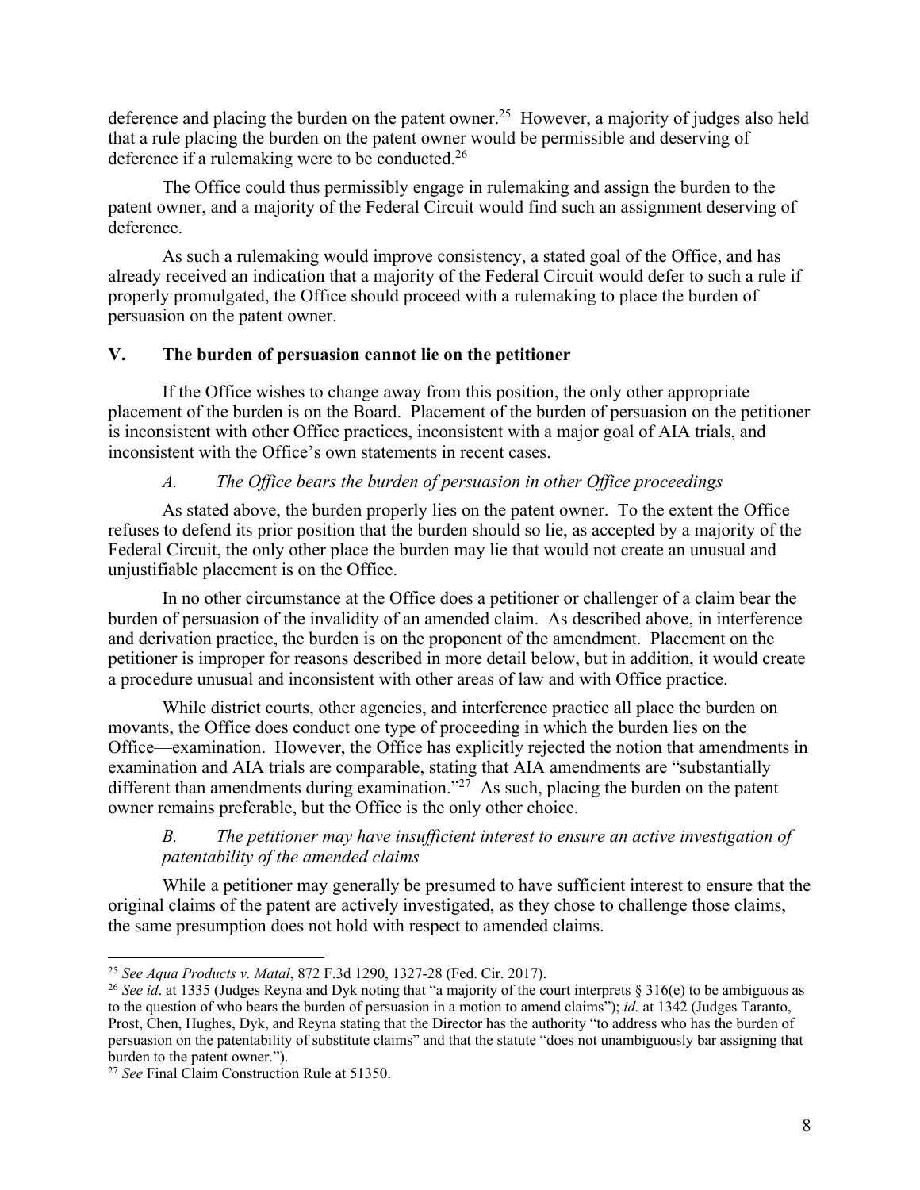deference and placing the burden on the patent owner.[25] However, a majority of judges also held that a rule placing the burden on the patent owner would be permissible and deserving of deference if a rulemaking were to be conducted.[26]

The Office could thus permissibly engage in rulemaking and assign the burden to the patent owner, and a majority of the Federal Circuit would find such an assignment deserving of deference.

As such a rulemaking would improve consistency, a stated goal of the Office, and has already received an indication that a majority of the Federal Circuit would defer to such a rule if properly promulgated, the Office should proceed with a rulemaking to place the burden of persuasion on the patent owner.

## V. The burden of persuasion cannot lie on the petitioner

If the Office wishes to change away from this position, the only other appropriate placement of the burden is on the Board. Placement of the burden of persuasion on the petitioner is inconsistent with other Office practices, inconsistent with a major goal of AIA trials, and inconsistent with the Office's own statements in recent cases.

### *A. The Office bears the burden of persuasion in other Office proceedings*

As stated above, the burden properly lies on the patent owner. To the extent the Office refuses to defend its prior position that the burden should so lie, as accepted by a majority of the Federal Circuit, the only other place the burden may lie that would not create an unusual and unjustifiable placement is on the Office.

In no other circumstance at the Office does a petitioner or challenger of a claim bear the burden of persuasion of the invalidity of an amended claim. As described above, in interference and derivation practice, the burden is on the proponent of the amendment. Placement on the petitioner is improper for reasons described in more detail below, but in addition, it would create a procedure unusual and inconsistent with other areas of law and with Office practice.

While district courts, other agencies, and interference practice all place the burden on movants, the Office does conduct one type of proceeding in which the burden lies on the Office—examination. However, the Office has explicitly rejected the notion that amendments in examination and AIA trials are comparable, stating that AIA amendments are "substantially different than amendments during examination."[27] As such, placing the burden on the patent owner remains preferable, but the Office is the only other choice.

### *B. The petitioner may have insufficient interest to ensure an active investigation of patentability of the amended claims*

While a petitioner may generally be presumed to have sufficient interest to ensure that the original claims of the patent are actively investigated, as they chose to challenge those claims, the same presumption does not hold with respect to amended claims.

---

[25] *See Aqua Products v. Matal*, 872 F.3d 1290, 1327-28 (Fed. Cir. 2017).

[26] *See id*. at 1335 (Judges Reyna and Dyk noting that "a majority of the court interprets § 316(e) to be ambiguous as to the question of who bears the burden of persuasion in a motion to amend claims"); *id.* at 1342 (Judges Taranto, Prost, Chen, Hughes, Dyk, and Reyna stating that the Director has the authority "to address who has the burden of persuasion on the patentability of substitute claims" and that the statute "does not unambiguously bar assigning that burden to the patent owner.").

[27] *See* Final Claim Construction Rule at 51350.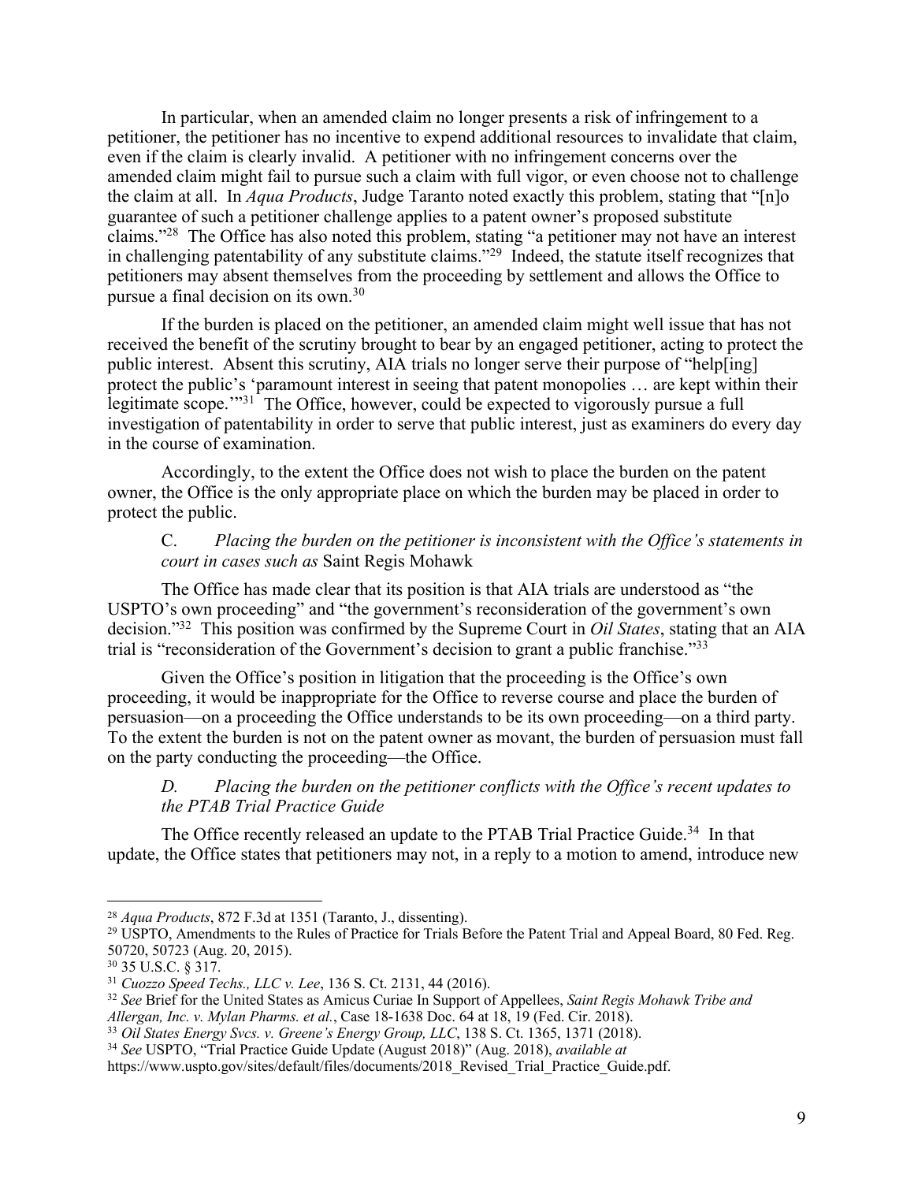In particular, when an amended claim no longer presents a risk of infringement to a petitioner, the petitioner has no incentive to expend additional resources to invalidate that claim, even if the claim is clearly invalid. A petitioner with no infringement concerns over the amended claim might fail to pursue such a claim with full vigor, or even choose not to challenge the claim at all. In *Aqua Products*, Judge Taranto noted exactly this problem, stating that "[n]o guarantee of such a petitioner challenge applies to a patent owner's proposed substitute claims."[28] The Office has also noted this problem, stating "a petitioner may not have an interest in challenging patentability of any substitute claims."[29] Indeed, the statute itself recognizes that petitioners may absent themselves from the proceeding by settlement and allows the Office to pursue a final decision on its own.[30]

If the burden is placed on the petitioner, an amended claim might well issue that has not received the benefit of the scrutiny brought to bear by an engaged petitioner, acting to protect the public interest. Absent this scrutiny, AIA trials no longer serve their purpose of "help[ing] protect the public's 'paramount interest in seeing that patent monopolies … are kept within their legitimate scope.'"[31] The Office, however, could be expected to vigorously pursue a full investigation of patentability in order to serve that public interest, just as examiners do every day in the course of examination.

Accordingly, to the extent the Office does not wish to place the burden on the patent owner, the Office is the only appropriate place on which the burden may be placed in order to protect the public.

### C. *Placing the burden on the petitioner is inconsistent with the Office's statements in court in cases such as* Saint Regis Mohawk

The Office has made clear that its position is that AIA trials are understood as "the USPTO's own proceeding" and "the government's reconsideration of the government's own decision."[32] This position was confirmed by the Supreme Court in *Oil States*, stating that an AIA trial is "reconsideration of the Government's decision to grant a public franchise."[33]

Given the Office's position in litigation that the proceeding is the Office's own proceeding, it would be inappropriate for the Office to reverse course and place the burden of persuasion—on a proceeding the Office understands to be its own proceeding—on a third party. To the extent the burden is not on the patent owner as movant, the burden of persuasion must fall on the party conducting the proceeding—the Office.

### *D. Placing the burden on the petitioner conflicts with the Office's recent updates to the PTAB Trial Practice Guide*

The Office recently released an update to the PTAB Trial Practice Guide.[34] In that update, the Office states that petitioners may not, in a reply to a motion to amend, introduce new

---

[28] *Aqua Products*, 872 F.3d at 1351 (Taranto, J., dissenting).

[29] USPTO, Amendments to the Rules of Practice for Trials Before the Patent Trial and Appeal Board, 80 Fed. Reg. 50720, 50723 (Aug. 20, 2015).

[30] 35 U.S.C. § 317.

[31] *Cuozzo Speed Techs., LLC v. Lee*, 136 S. Ct. 2131, 44 (2016).

[32] *See* Brief for the United States as Amicus Curiae In Support of Appellees, *Saint Regis Mohawk Tribe and Allergan, Inc. v. Mylan Pharms. et al.*, Case 18-1638 Doc. 64 at 18, 19 (Fed. Cir. 2018).

[33] *Oil States Energy Svcs. v. Greene's Energy Group, LLC*, 138 S. Ct. 1365, 1371 (2018).

[34] *See* USPTO, "Trial Practice Guide Update (August 2018)" (Aug. 2018), *available at* https://www.uspto.gov/sites/default/files/documents/2018_Revised_Trial_Practice_Guide.pdf.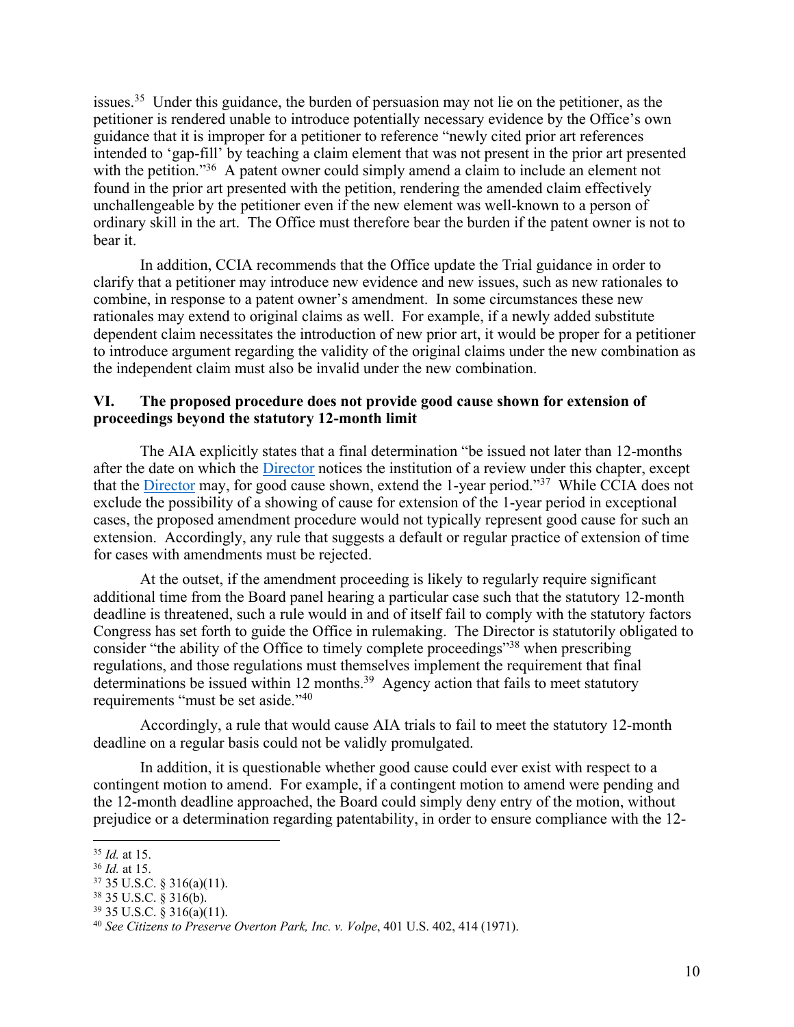issues.[35] Under this guidance, the burden of persuasion may not lie on the petitioner, as the petitioner is rendered unable to introduce potentially necessary evidence by the Office's own guidance that it is improper for a petitioner to reference "newly cited prior art references intended to 'gap-fill' by teaching a claim element that was not present in the prior art presented with the petition."[36] A patent owner could simply amend a claim to include an element not found in the prior art presented with the petition, rendering the amended claim effectively unchallengeable by the petitioner even if the new element was well-known to a person of ordinary skill in the art. The Office must therefore bear the burden if the patent owner is not to bear it.

In addition, CCIA recommends that the Office update the Trial guidance in order to clarify that a petitioner may introduce new evidence and new issues, such as new rationales to combine, in response to a patent owner's amendment. In some circumstances these new rationales may extend to original claims as well. For example, if a newly added substitute dependent claim necessitates the introduction of new prior art, it would be proper for a petitioner to introduce argument regarding the validity of the original claims under the new combination as the independent claim must also be invalid under the new combination.

## VI. The proposed procedure does not provide good cause shown for extension of proceedings beyond the statutory 12-month limit

The AIA explicitly states that a final determination "be issued not later than 12-months after the date on which the Director notices the institution of a review under this chapter, except that the Director may, for good cause shown, extend the 1-year period."[37] While CCIA does not exclude the possibility of a showing of cause for extension of the 1-year period in exceptional cases, the proposed amendment procedure would not typically represent good cause for such an extension. Accordingly, any rule that suggests a default or regular practice of extension of time for cases with amendments must be rejected.

At the outset, if the amendment proceeding is likely to regularly require significant additional time from the Board panel hearing a particular case such that the statutory 12-month deadline is threatened, such a rule would in and of itself fail to comply with the statutory factors Congress has set forth to guide the Office in rulemaking. The Director is statutorily obligated to consider "the ability of the Office to timely complete proceedings"[38] when prescribing regulations, and those regulations must themselves implement the requirement that final determinations be issued within 12 months.[39] Agency action that fails to meet statutory requirements "must be set aside."[40]

Accordingly, a rule that would cause AIA trials to fail to meet the statutory 12-month deadline on a regular basis could not be validly promulgated.

In addition, it is questionable whether good cause could ever exist with respect to a contingent motion to amend. For example, if a contingent motion to amend were pending and the 12-month deadline approached, the Board could simply deny entry of the motion, without prejudice or a determination regarding patentability, in order to ensure compliance with the 12-

---

[35] *Id.* at 15.

[36] *Id.* at 15.

[37] 35 U.S.C. § 316(a)(11).

[38] 35 U.S.C. § 316(b).

[39] 35 U.S.C. § 316(a)(11).

[40] *See Citizens to Preserve Overton Park, Inc. v. Volpe*, 401 U.S. 402, 414 (1971).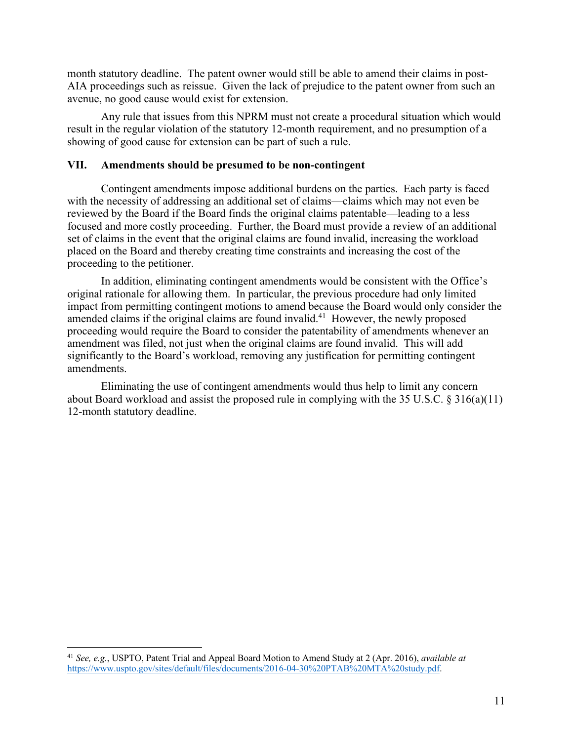month statutory deadline. The patent owner would still be able to amend their claims in post-AIA proceedings such as reissue. Given the lack of prejudice to the patent owner from such an avenue, no good cause would exist for extension.

Any rule that issues from this NPRM must not create a procedural situation which would result in the regular violation of the statutory 12-month requirement, and no presumption of a showing of good cause for extension can be part of such a rule.

## VII. Amendments should be presumed to be non-contingent

Contingent amendments impose additional burdens on the parties. Each party is faced with the necessity of addressing an additional set of claims—claims which may not even be reviewed by the Board if the Board finds the original claims patentable—leading to a less focused and more costly proceeding. Further, the Board must provide a review of an additional set of claims in the event that the original claims are found invalid, increasing the workload placed on the Board and thereby creating time constraints and increasing the cost of the proceeding to the petitioner.

In addition, eliminating contingent amendments would be consistent with the Office's original rationale for allowing them. In particular, the previous procedure had only limited impact from permitting contingent motions to amend because the Board would only consider the amended claims if the original claims are found invalid.[41] However, the newly proposed proceeding would require the Board to consider the patentability of amendments whenever an amendment was filed, not just when the original claims are found invalid. This will add significantly to the Board's workload, removing any justification for permitting contingent amendments.

Eliminating the use of contingent amendments would thus help to limit any concern about Board workload and assist the proposed rule in complying with the 35 U.S.C. § 316(a)(11) 12-month statutory deadline.

---

[41] *See, e.g.*, USPTO, Patent Trial and Appeal Board Motion to Amend Study at 2 (Apr. 2016), *available at* https://www.uspto.gov/sites/default/files/documents/2016-04-30%20PTAB%20MTA%20study.pdf.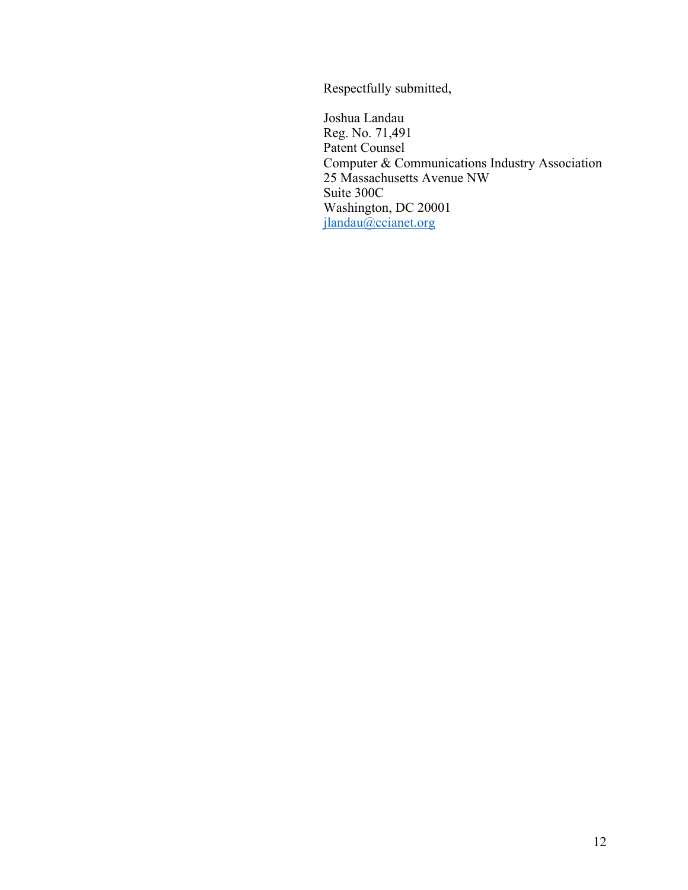Respectfully submitted,

Joshua Landau
Reg. No. 71,491
Patent Counsel
Computer & Communications Industry Association
25 Massachusetts Avenue NW
Suite 300C
Washington, DC 20001
jlandau@ccianet.org